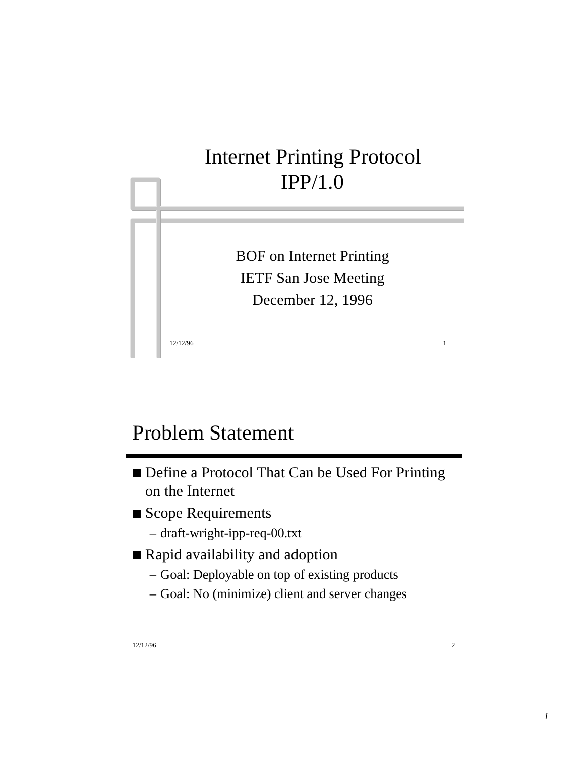# Internet Printing Protocol IPP/1.0

BOF on Internet Printing

IETF San Jose Meeting

December 12, 1996

## Problem Statement

- Define a Protocol That Can be Used For Printing on the Internet
- Scope Requirements
  - draft-wright-ipp-req-00.txt
- Rapid availability and adoption
  - Goal: Deployable on top of existing products
  - Goal: No (minimize) client and server changes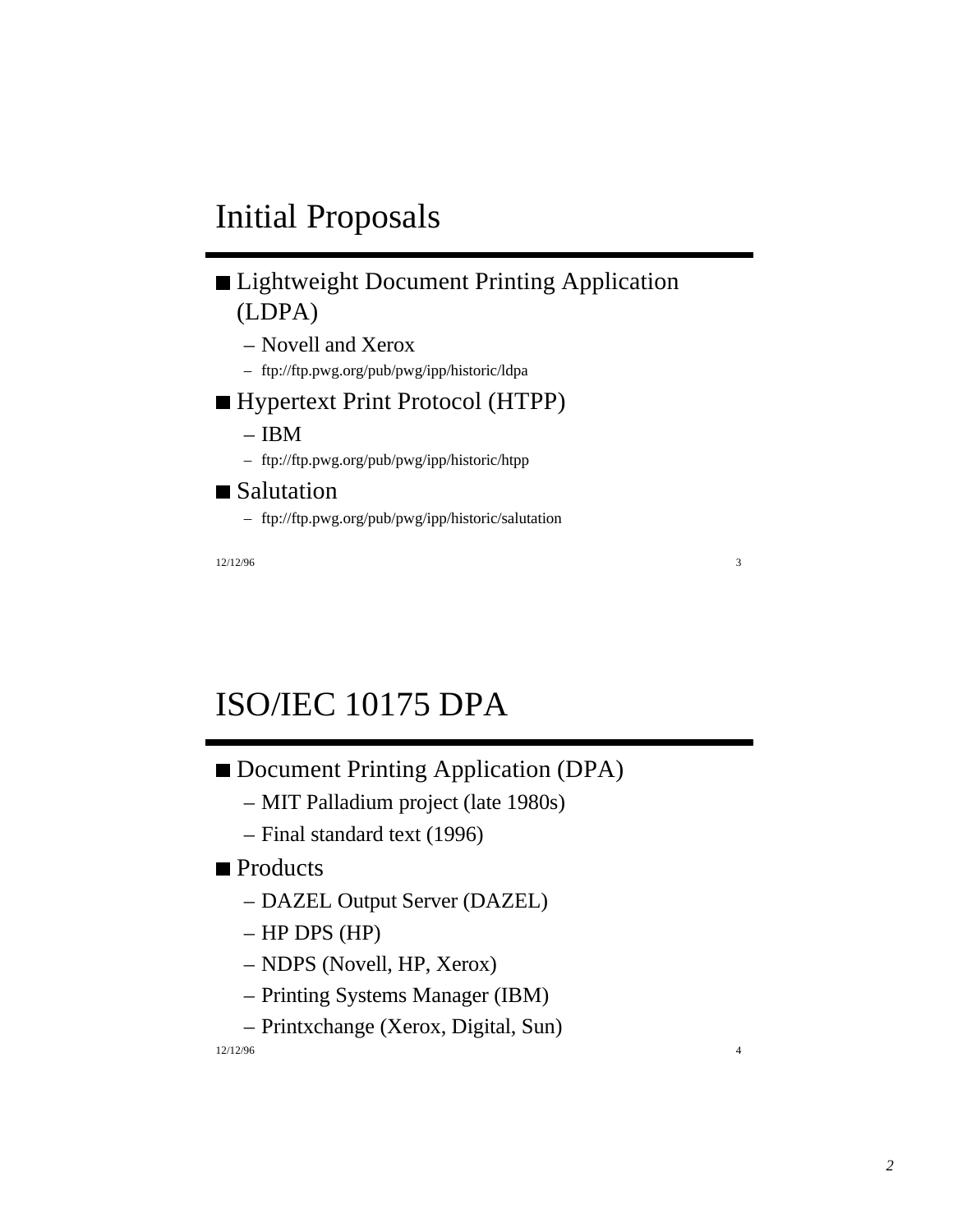# Initial Proposals

- Lightweight Document Printing Application (LDPA)
  - Novell and Xerox
  - ftp://ftp.pwg.org/pub/pwg/ipp/historic/ldpa
- Hypertext Print Protocol (HTPP)
  - IBM
  - ftp://ftp.pwg.org/pub/pwg/ipp/historic/htpp
- Salutation
  - ftp://ftp.pwg.org/pub/pwg/ipp/historic/salutation

12/12/96

# ISO/IEC 10175 DPA

- Document Printing Application (DPA)
  - MIT Palladium project (late 1980s)
  - Final standard text (1996)
- Products
  - DAZEL Output Server (DAZEL)
  - HP DPS (HP)
  - NDPS (Novell, HP, Xerox)
  - Printing Systems Manager (IBM)
  - Printxchange (Xerox, Digital, Sun)

12/12/96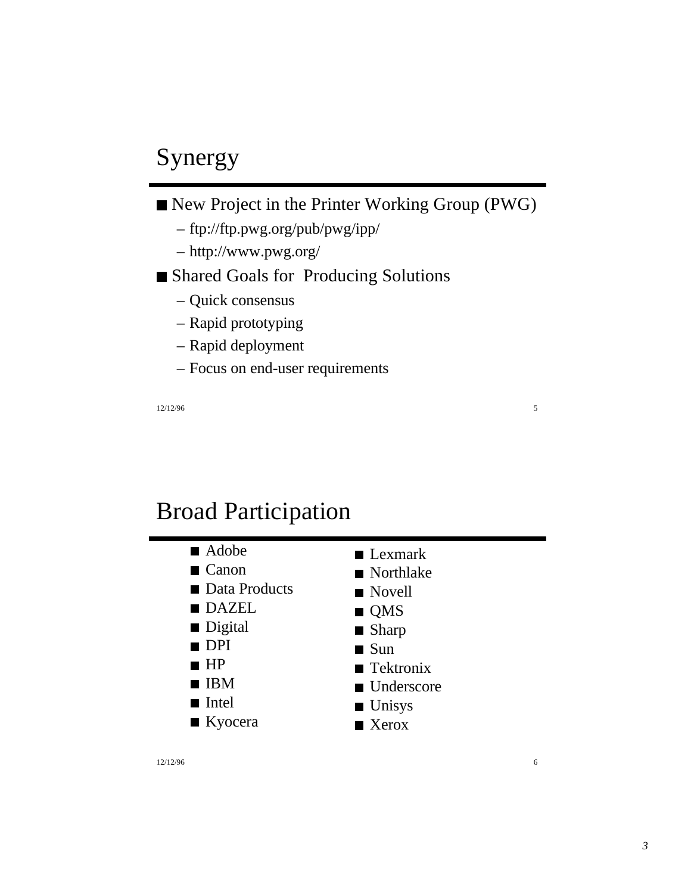## Synergy

- New Project in the Printer Working Group (PWG)
  - ftp://ftp.pwg.org/pub/pwg/ipp/
  - http://www.pwg.org/
- Shared Goals for Producing Solutions
  - Quick consensus
  - Rapid prototyping
  - Rapid deployment
  - Focus on end-user requirements

12/12/96

## Broad Participation

- Adobe
- Canon
- Data Products
- DAZEL
- Digital
- DPI
- HP
- IBM
- Intel
- Kyocera
- Lexmark
- Northlake
- Novell
- QMS
- Sharp
- Sun
- Tektronix
- Underscore
- Unisys
- Xerox

12/12/96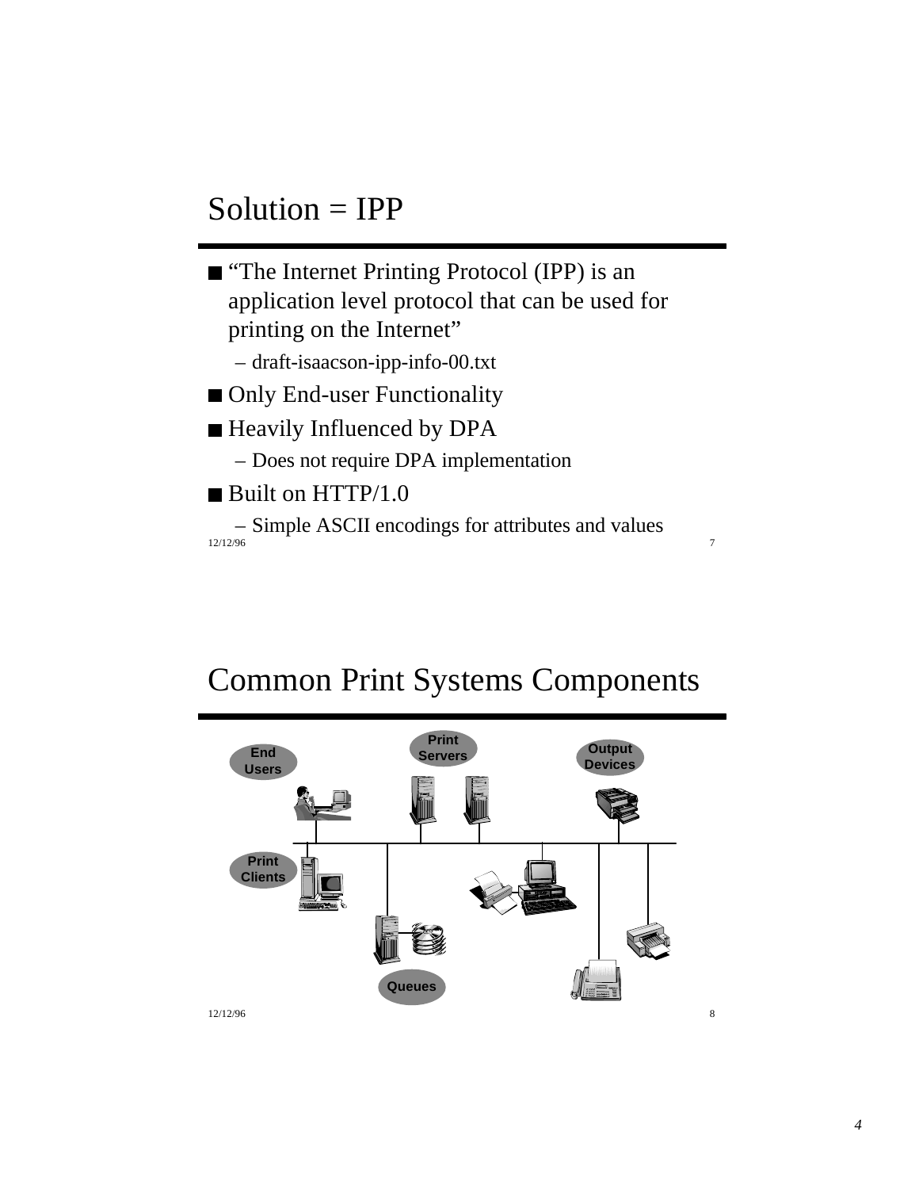# Solution = IPP

- "The Internet Printing Protocol (IPP) is an application level protocol that can be used for printing on the Internet"
  - draft-isaacson-ipp-info-00.txt
- Only End-user Functionality
- Heavily Influenced by DPA
  - Does not require DPA implementation
- Built on HTTP/1.0
  - Simple ASCII encodings for attributes and values

12/12/96

# Common Print Systems Components

End Users

Print Servers

Output Devices

Print Clients

Queues

12/12/96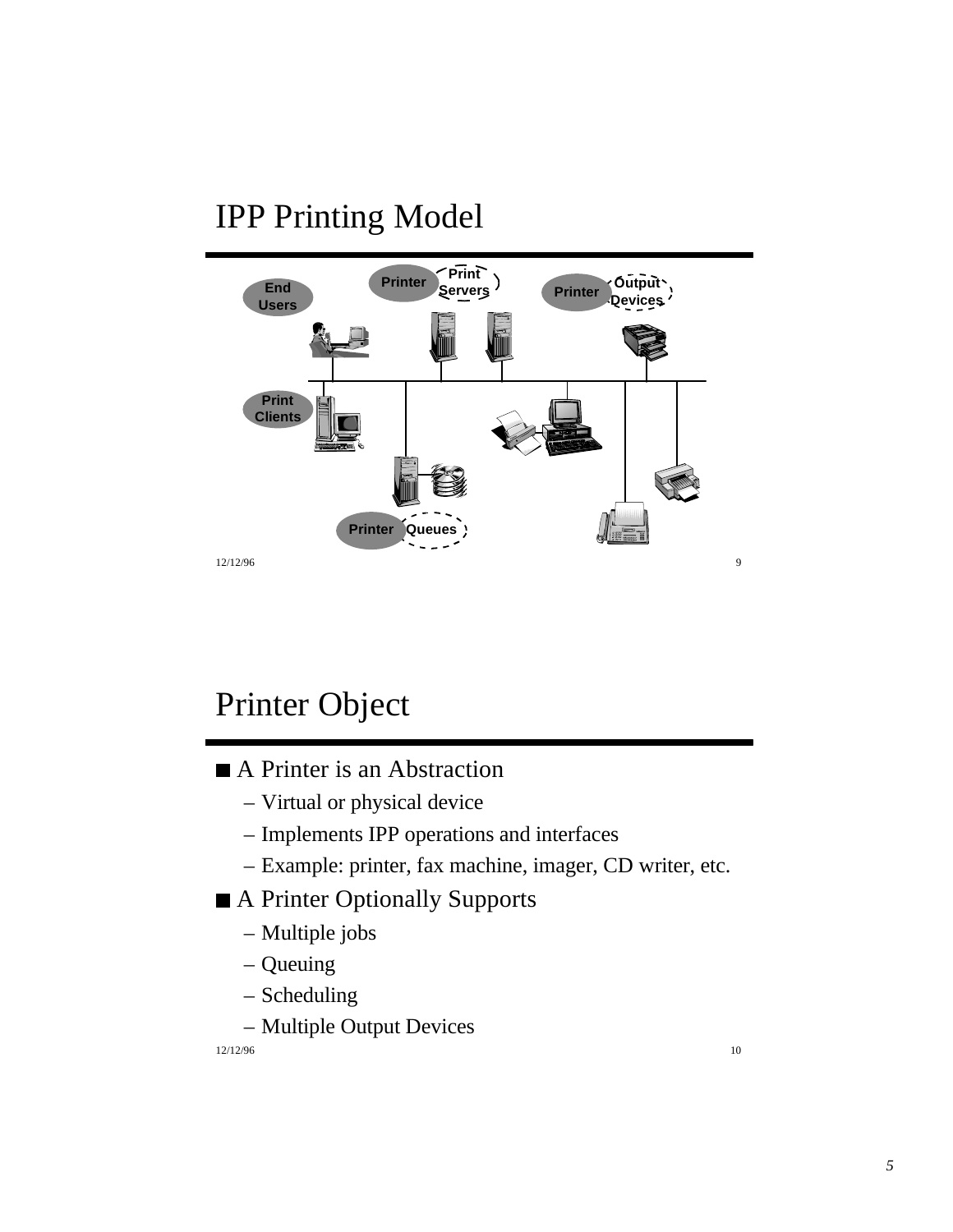# IPP Printing Model

End Users

Printer (Print Servers)

Printer (Output Devices)

Print Clients

Printer (Queues)

# Printer Object

- A Printer is an Abstraction
  - Virtual or physical device
  - Implements IPP operations and interfaces
  - Example: printer, fax machine, imager, CD writer, etc.
- A Printer Optionally Supports
  - Multiple jobs
  - Queuing
  - Scheduling
  - Multiple Output Devices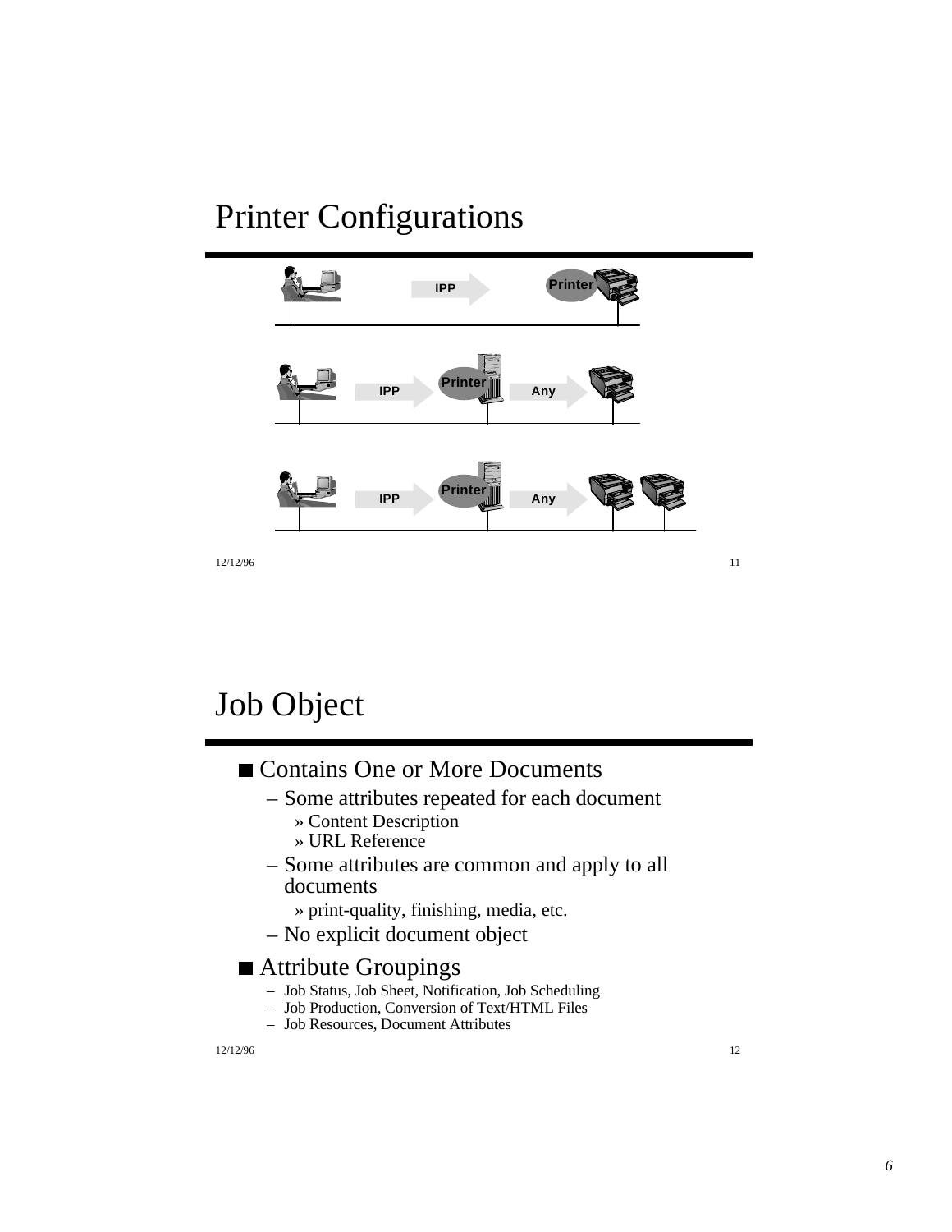# Printer Configurations

IPP Printer

IPP Printer Any

IPP Printer Any

# Job Object

- Contains One or More Documents
  - Some attributes repeated for each document
    - » Content Description
    - » URL Reference
  - Some attributes are common and apply to all documents
    - » print-quality, finishing, media, etc.
  - No explicit document object
- Attribute Groupings
  - Job Status, Job Sheet, Notification, Job Scheduling
  - Job Production, Conversion of Text/HTML Files
  - Job Resources, Document Attributes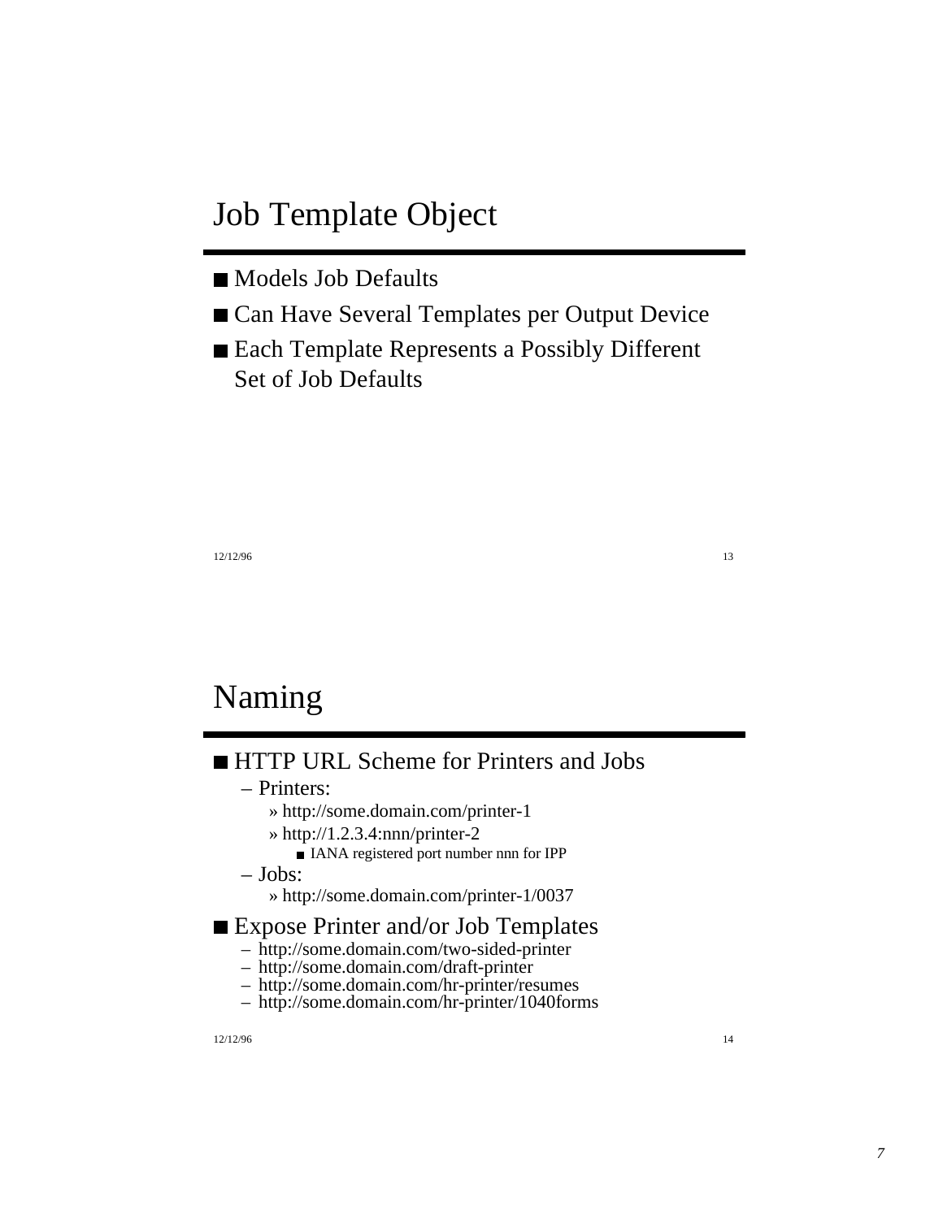# Job Template Object

- Models Job Defaults
- Can Have Several Templates per Output Device
- Each Template Represents a Possibly Different Set of Job Defaults

# Naming

- HTTP URL Scheme for Printers and Jobs
  - Printers:
    - » http://some.domain.com/printer-1
    - » http://1.2.3.4:nnn/printer-2
      - IANA registered port number nnn for IPP
  - Jobs:
    - » http://some.domain.com/printer-1/0037
- Expose Printer and/or Job Templates
  - http://some.domain.com/two-sided-printer
  - http://some.domain.com/draft-printer
  - http://some.domain.com/hr-printer/resumes
  - http://some.domain.com/hr-printer/1040forms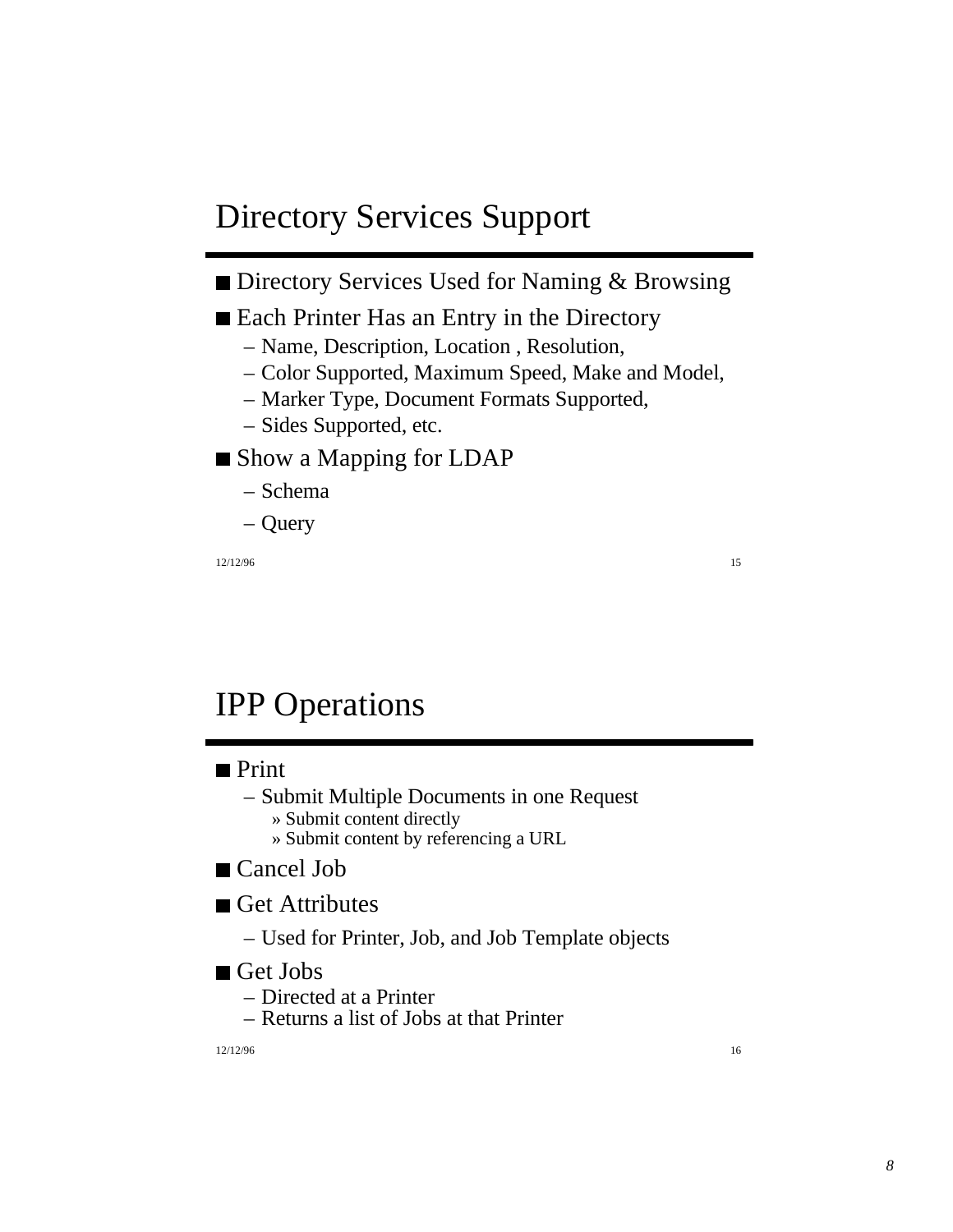## Directory Services Support

- Directory Services Used for Naming & Browsing
- Each Printer Has an Entry in the Directory
  - Name, Description, Location , Resolution,
  - Color Supported, Maximum Speed, Make and Model,
  - Marker Type, Document Formats Supported,
  - Sides Supported, etc.
- Show a Mapping for LDAP
  - Schema
  - Query

12/12/96

## IPP Operations

- Print
  - Submit Multiple Documents in one Request
    - » Submit content directly
    - » Submit content by referencing a URL
- Cancel Job
- Get Attributes
  - Used for Printer, Job, and Job Template objects
- Get Jobs
  - Directed at a Printer
  - Returns a list of Jobs at that Printer

12/12/96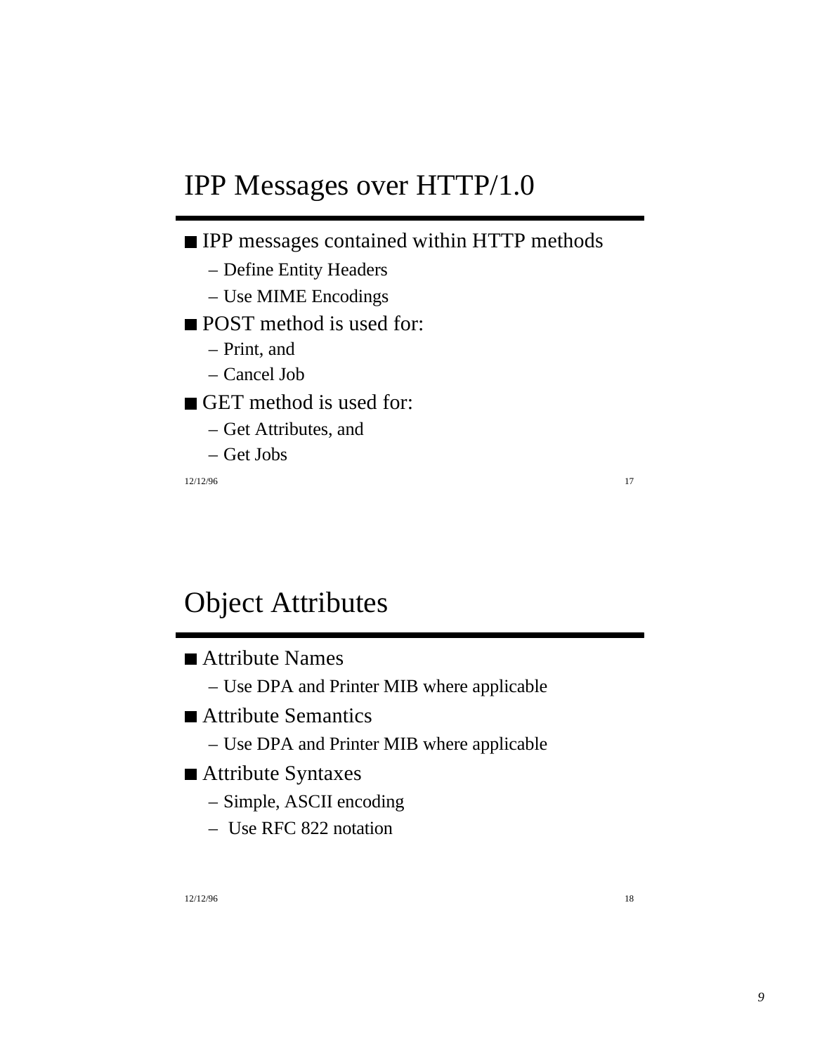## IPP Messages over HTTP/1.0

- IPP messages contained within HTTP methods
  - Define Entity Headers
  - Use MIME Encodings
- POST method is used for:
  - Print, and
  - Cancel Job
- GET method is used for:
  - Get Attributes, and
  - Get Jobs

12/12/96 17

## Object Attributes

- Attribute Names
  - Use DPA and Printer MIB where applicable
- Attribute Semantics
  - Use DPA and Printer MIB where applicable
- Attribute Syntaxes
  - Simple, ASCII encoding
  - Use RFC 822 notation

12/12/96 18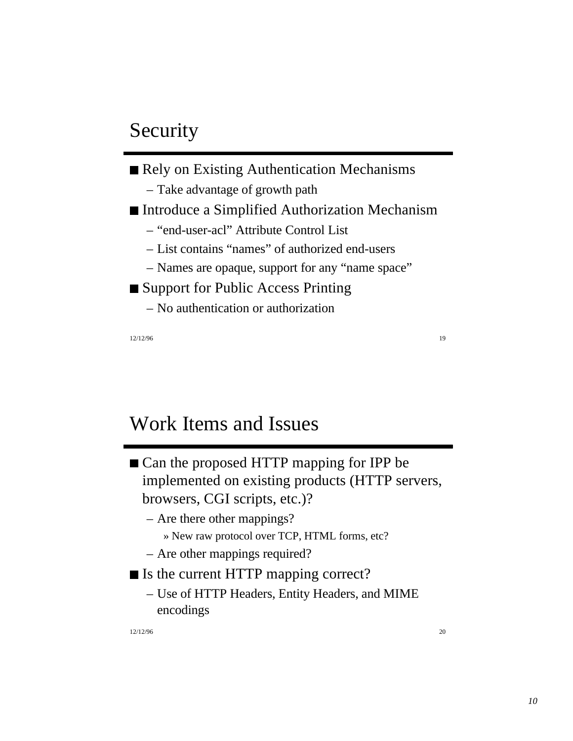## Security

- Rely on Existing Authentication Mechanisms
  - Take advantage of growth path
- Introduce a Simplified Authorization Mechanism
  - “end-user-acl” Attribute Control List
  - List contains “names” of authorized end-users
  - Names are opaque, support for any “name space”
- Support for Public Access Printing
  - No authentication or authorization

12/12/96

## Work Items and Issues

- Can the proposed HTTP mapping for IPP be implemented on existing products (HTTP servers, browsers, CGI scripts, etc.)?
  - Are there other mappings?
    - New raw protocol over TCP, HTML forms, etc?
  - Are other mappings required?
- Is the current HTTP mapping correct?
  - Use of HTTP Headers, Entity Headers, and MIME encodings

12/12/96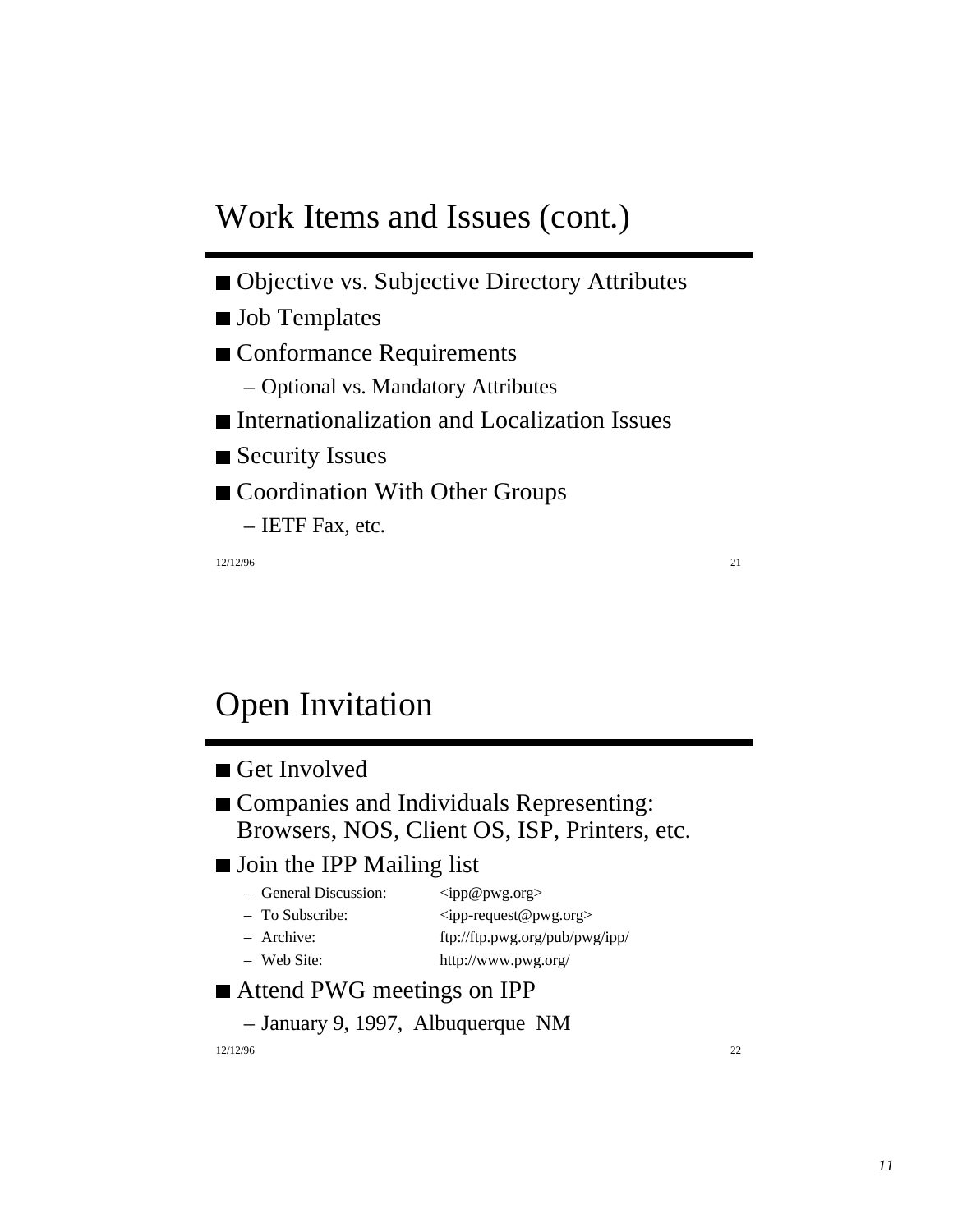## Work Items and Issues (cont.)

- Objective vs. Subjective Directory Attributes
- Job Templates
- Conformance Requirements
  - Optional vs. Mandatory Attributes
- Internationalization and Localization Issues
- Security Issues
- Coordination With Other Groups
  - IETF Fax, etc.

12/12/96

## Open Invitation

- Get Involved
- Companies and Individuals Representing: Browsers, NOS, Client OS, ISP, Printers, etc.
- Join the IPP Mailing list
  - General Discussion: <ipp@pwg.org>
  - To Subscribe: <ipp-request@pwg.org>
  - Archive: ftp://ftp.pwg.org/pub/pwg/ipp/
  - Web Site: http://www.pwg.org/
- Attend PWG meetings on IPP
  - January 9, 1997, Albuquerque NM

12/12/96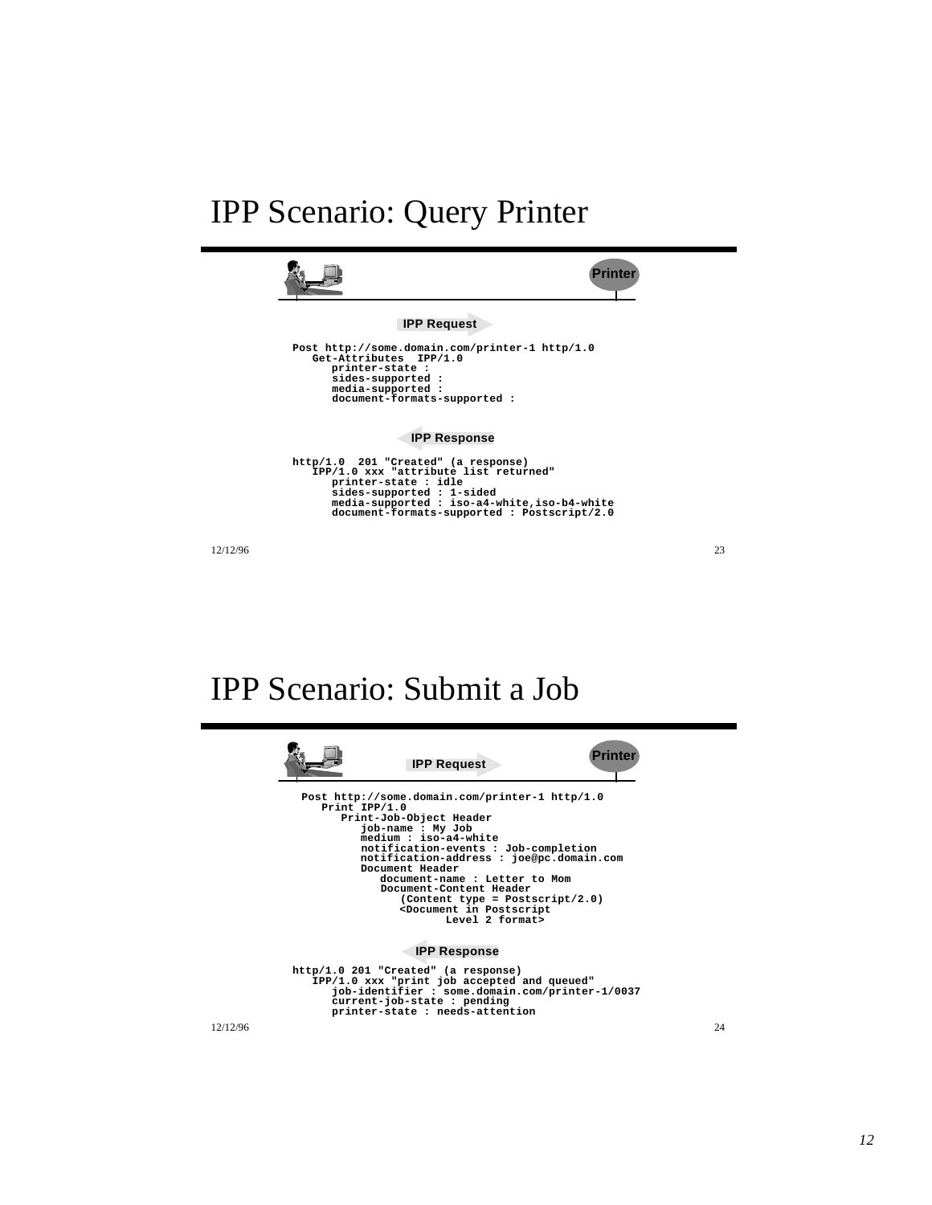# IPP Scenario: Query Printer

Printer

IPP Request

```
Post http://some.domain.com/printer-1 http/1.0
   Get-Attributes  IPP/1.0
      printer-state :
      sides-supported :
      media-supported :
      document-formats-supported :
```

IPP Response

```
http/1.0  201 "Created" (a response)
   IPP/1.0 xxx "attribute list returned"
      printer-state : idle
      sides-supported : 1-sided
      media-supported : iso-a4-white,iso-b4-white
      document-formats-supported : Postscript/2.0
```

12/12/96

# IPP Scenario: Submit a Job

Printer

IPP Request

```
Post http://some.domain.com/printer-1 http/1.0
   Print IPP/1.0
      Print-Job-Object Header
         job-name : My Job
         medium : iso-a4-white
         notification-events : Job-completion
         notification-address : joe@pc.domain.com
         Document Header
            document-name : Letter to Mom
            Document-Content Header
               (Content type = Postscript/2.0)
               <Document in Postscript
                     Level 2 format>
```

IPP Response

```
http/1.0 201 "Created" (a response)
   IPP/1.0 xxx "print job accepted and queued"
      job-identifier : some.domain.com/printer-1/0037
      current-job-state : pending
      printer-state : needs-attention
```

12/12/96